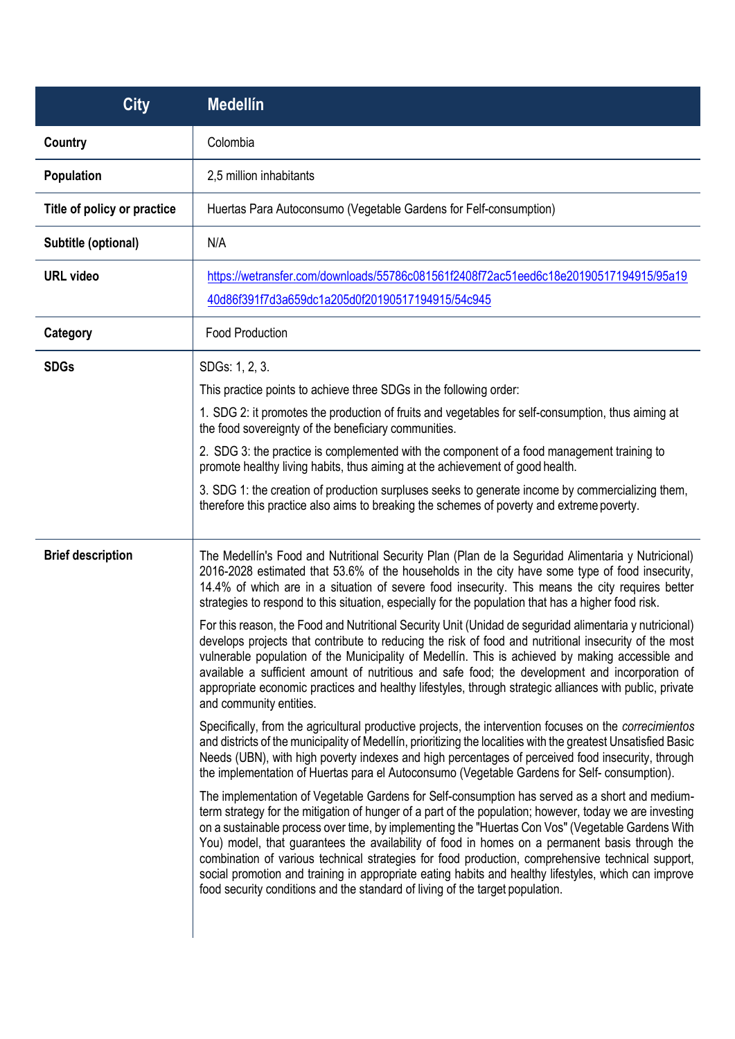| City | Medellín |
|---|---|
| **Country** | Colombia |
| **Population** | 2,5 million inhabitants |
| **Title of policy or practice** | Huertas Para Autoconsumo (Vegetable Gardens for Felf-consumption) |
| **Subtitle (optional)** | N/A |
| **URL video** | https://wetransfer.com/downloads/55786c081561f2408f72ac51eed6c18e20190517194915/95a1940d86f391f7d3a659dc1a205d0f20190517194915/54c945 |
| **Category** | Food Production |
| **SDGs** | SDGs: 1, 2, 3.<br><br>This practice points to achieve three SDGs in the following order:<br><br>1. SDG 2: it promotes the production of fruits and vegetables for self-consumption, thus aiming at the food sovereignty of the beneficiary communities.<br><br>2. SDG 3: the practice is complemented with the component of a food management training to promote healthy living habits, thus aiming at the achievement of good health.<br><br>3. SDG 1: the creation of production surpluses seeks to generate income by commercializing them, therefore this practice also aims to breaking the schemes of poverty and extreme poverty. |
| **Brief description** | The Medellín's Food and Nutritional Security Plan (Plan de la Seguridad Alimentaria y Nutricional) 2016-2028 estimated that 53.6% of the households in the city have some type of food insecurity, 14.4% of which are in a situation of severe food insecurity. This means the city requires better strategies to respond to this situation, especially for the population that has a higher food risk.<br><br>For this reason, the Food and Nutritional Security Unit (Unidad de seguridad alimentaria y nutricional) develops projects that contribute to reducing the risk of food and nutritional insecurity of the most vulnerable population of the Municipality of Medellín. This is achieved by making accessible and available a sufficient amount of nutritious and safe food; the development and incorporation of appropriate economic practices and healthy lifestyles, through strategic alliances with public, private and community entities.<br><br>Specifically, from the agricultural productive projects, the intervention focuses on the *correcimientos* and districts of the municipality of Medellín, prioritizing the localities with the greatest Unsatisfied Basic Needs (UBN), with high poverty indexes and high percentages of perceived food insecurity, through the implementation of Huertas para el Autoconsumo (Vegetable Gardens for Self- consumption).<br><br>The implementation of Vegetable Gardens for Self-consumption has served as a short and medium-term strategy for the mitigation of hunger of a part of the population; however, today we are investing on a sustainable process over time, by implementing the "Huertas Con Vos" (Vegetable Gardens With You) model, that guarantees the availability of food in homes on a permanent basis through the combination of various technical strategies for food production, comprehensive technical support, social promotion and training in appropriate eating habits and healthy lifestyles, which can improve food security conditions and the standard of living of the target population. |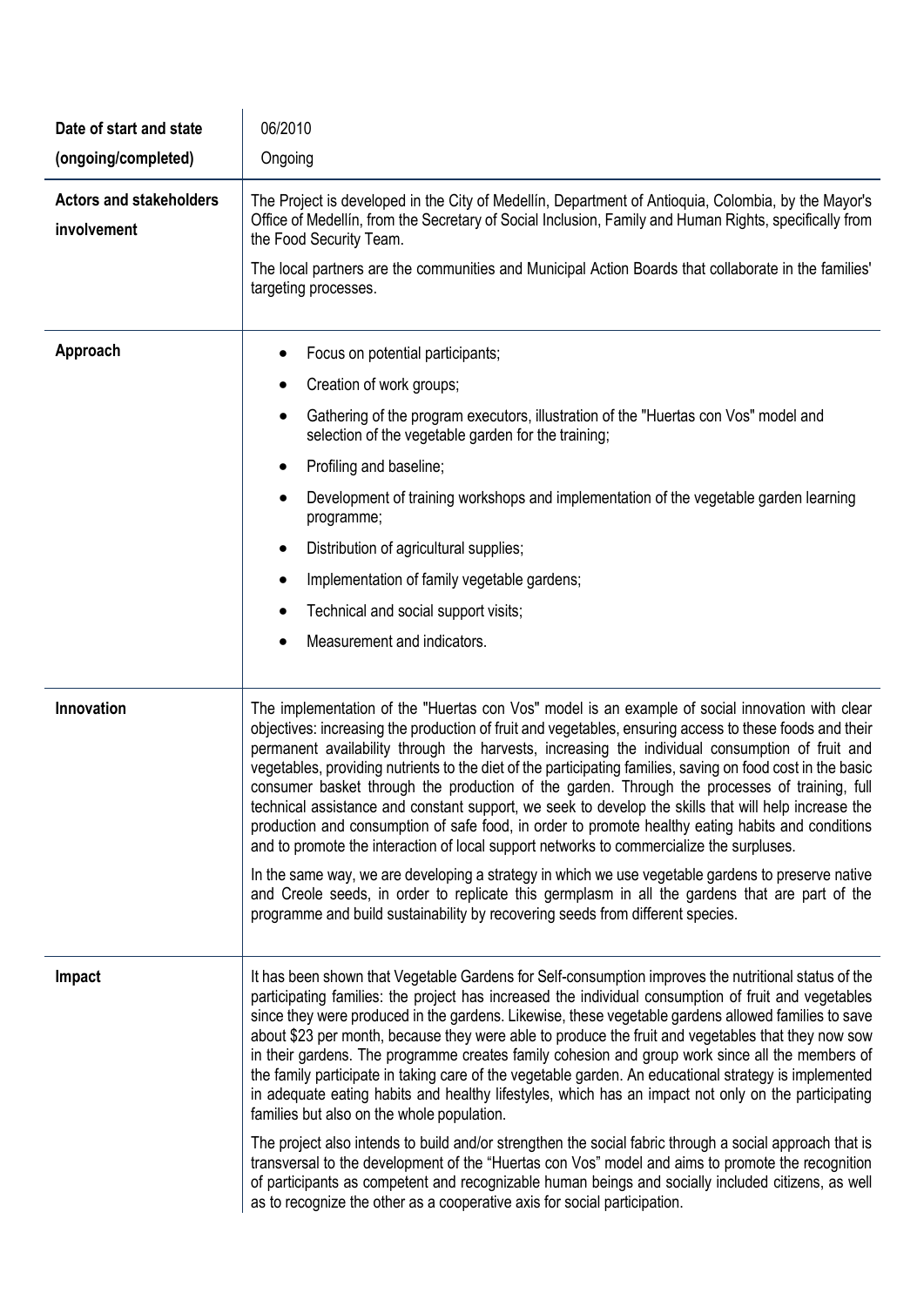| | |
|---|---|
| **Date of start and state (ongoing/completed)** | 06/2010<br>Ongoing |
| **Actors and stakeholders involvement** | The Project is developed in the City of Medellín, Department of Antioquia, Colombia, by the Mayor's Office of Medellín, from the Secretary of Social Inclusion, Family and Human Rights, specifically from the Food Security Team.<br><br>The local partners are the communities and Municipal Action Boards that collaborate in the families' targeting processes. |
| **Approach** | • Focus on potential participants;<br>• Creation of work groups;<br>• Gathering of the program executors, illustration of the "Huertas con Vos" model and selection of the vegetable garden for the training;<br>• Profiling and baseline;<br>• Development of training workshops and implementation of the vegetable garden learning programme;<br>• Distribution of agricultural supplies;<br>• Implementation of family vegetable gardens;<br>• Technical and social support visits;<br>• Measurement and indicators. |
| **Innovation** | The implementation of the "Huertas con Vos" model is an example of social innovation with clear objectives: increasing the production of fruit and vegetables, ensuring access to these foods and their permanent availability through the harvests, increasing the individual consumption of fruit and vegetables, providing nutrients to the diet of the participating families, saving on food cost in the basic consumer basket through the production of the garden. Through the processes of training, full technical assistance and constant support, we seek to develop the skills that will help increase the production and consumption of safe food, in order to promote healthy eating habits and conditions and to promote the interaction of local support networks to commercialize the surpluses.<br><br>In the same way, we are developing a strategy in which we use vegetable gardens to preserve native and Creole seeds, in order to replicate this germplasm in all the gardens that are part of the programme and build sustainability by recovering seeds from different species. |
| **Impact** | It has been shown that Vegetable Gardens for Self-consumption improves the nutritional status of the participating families: the project has increased the individual consumption of fruit and vegetables since they were produced in the gardens. Likewise, these vegetable gardens allowed families to save about $23 per month, because they were able to produce the fruit and vegetables that they now sow in their gardens. The programme creates family cohesion and group work since all the members of the family participate in taking care of the vegetable garden. An educational strategy is implemented in adequate eating habits and healthy lifestyles, which has an impact not only on the participating families but also on the whole population.<br><br>The project also intends to build and/or strengthen the social fabric through a social approach that is transversal to the development of the "Huertas con Vos" model and aims to promote the recognition of participants as competent and recognizable human beings and socially included citizens, as well as to recognize the other as a cooperative axis for social participation. |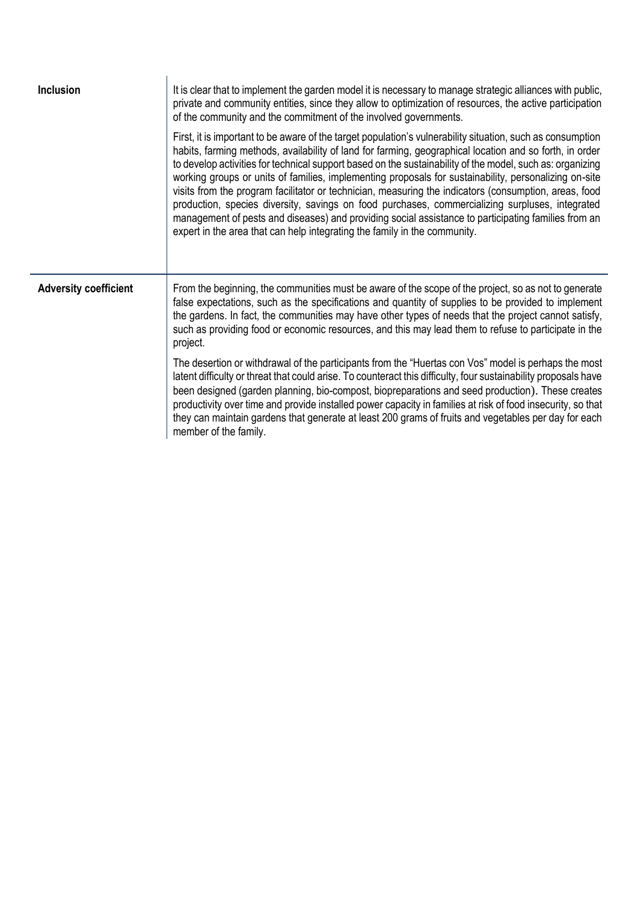| | |
|---|---|
| **Inclusion** | It is clear that to implement the garden model it is necessary to manage strategic alliances with public, private and community entities, since they allow to optimization of resources, the active participation of the community and the commitment of the involved governments.<br><br>First, it is important to be aware of the target population's vulnerability situation, such as consumption habits, farming methods, availability of land for farming, geographical location and so forth, in order to develop activities for technical support based on the sustainability of the model, such as: organizing working groups or units of families, implementing proposals for sustainability, personalizing on-site visits from the program facilitator or technician, measuring the indicators (consumption, areas, food production, species diversity, savings on food purchases, commercializing surpluses, integrated management of pests and diseases) and providing social assistance to participating families from an expert in the area that can help integrating the family in the community. |
| **Adversity coefficient** | From the beginning, the communities must be aware of the scope of the project, so as not to generate false expectations, such as the specifications and quantity of supplies to be provided to implement the gardens. In fact, the communities may have other types of needs that the project cannot satisfy, such as providing food or economic resources, and this may lead them to refuse to participate in the project.<br><br>The desertion or withdrawal of the participants from the "Huertas con Vos" model is perhaps the most latent difficulty or threat that could arise. To counteract this difficulty, four sustainability proposals have been designed (garden planning, bio-compost, biopreparations and seed production). These creates productivity over time and provide installed power capacity in families at risk of food insecurity, so that they can maintain gardens that generate at least 200 grams of fruits and vegetables per day for each member of the family. |